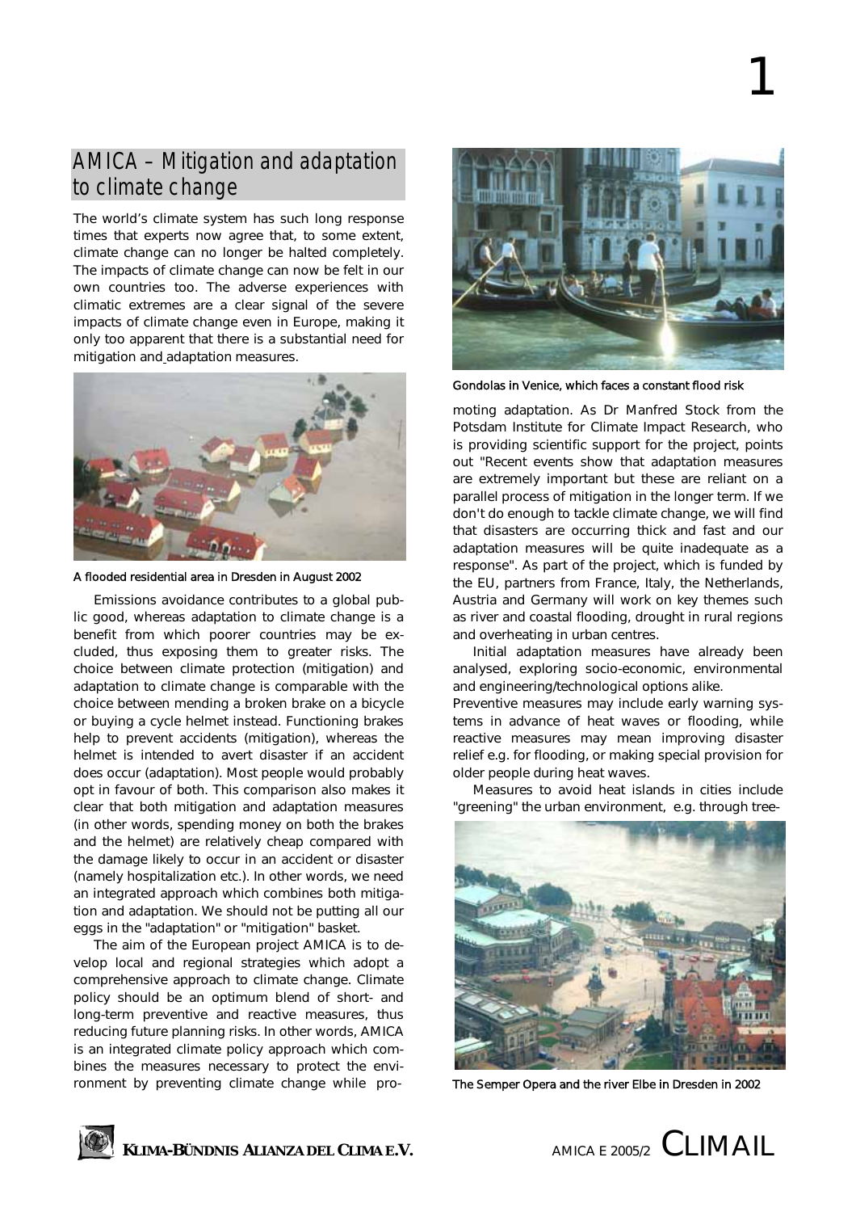# AMICA – Mitigation and adaptation to climate change

The world's climate system has such long response times that experts now agree that, to some extent, climate change can no longer be halted completely. The impacts of climate change can now be felt in our own countries too. The adverse experiences with climatic extremes are a clear signal of the severe impacts of climate change even in Europe, making it only too apparent that there is a substantial need for mitigation and adaptation measures.

A flooded residential area in Dresden in August 2002

Emissions avoidance contributes to a global public good, whereas adaptation to climate change is a benefit from which poorer countries may be excluded, thus exposing them to greater risks. The choice between climate protection (mitigation) and adaptation to climate change is comparable with the choice between mending a broken brake on a bicycle or buying a cycle helmet instead. Functioning brakes help to prevent accidents (mitigation), whereas the helmet is intended to avert disaster if an accident does occur (adaptation). Most people would probably opt in favour of both. This comparison also makes it clear that both mitigation and adaptation measures (in other words, spending money on both the brakes and the helmet) are relatively cheap compared with the damage likely to occur in an accident or disaster (namely hospitalization etc.). In other words, we need an integrated approach which combines both mitigation and adaptation. We should not be putting all our eggs in the "adaptation" or "mitigation" basket.

The aim of the European project AMICA is to develop local and regional strategies which adopt a comprehensive approach to climate change. Climate policy should be an optimum blend of short- and long-term preventive and reactive measures, thus reducing future planning risks. In other words, AMICA is an integrated climate policy approach which combines the measures necessary to protect the environment by preventing climate change while promoting adaptation. As Dr Manfred Stock from the Potsdam Institute for Climate Impact Research, who is providing scientific support for the project, points out "Recent events show that adaptation measures are extremely important but these are reliant on a parallel process of mitigation in the longer term. If we don't do enough to tackle climate change, we will find that disasters are occurring thick and fast and our adaptation measures will be quite inadequate as a response". As part of the project, which is funded by the EU, partners from France, Italy, the Netherlands, Austria and Germany will work on key themes such as river and coastal flooding, drought in rural regions and overheating in urban centres.

Gondolas in Venice, which faces a constant flood risk

Initial adaptation measures have already been analysed, exploring socio-economic, environmental and engineering/technological options alike.

Preventive measures may include early warning systems in advance of heat waves or flooding, while reactive measures may mean improving disaster relief e.g. for flooding, or making special provision for older people during heat waves.

Measures to avoid heat islands in cities include "greening" the urban environment, e.g. through tree-

The Semper Opera and the river Elbe in Dresden in 2002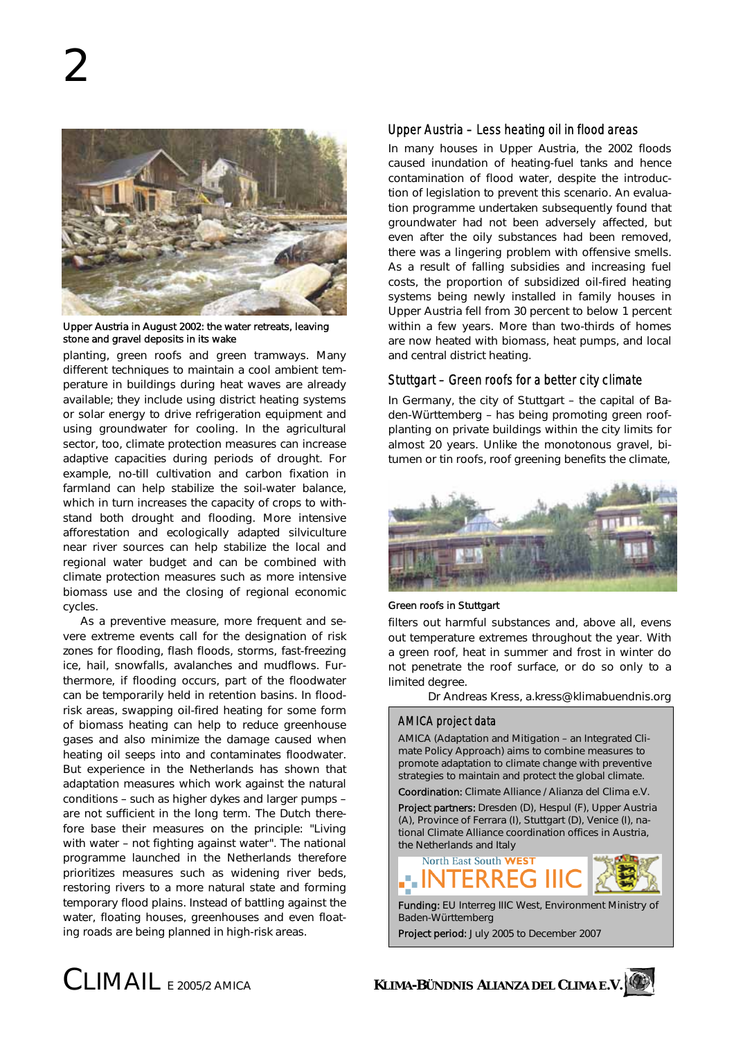Upper Austria in August 2002: the water retreats, leaving stone and gravel deposits in its wake

planting, green roofs and green tramways. Many different techniques to maintain a cool ambient temperature in buildings during heat waves are already available; they include using district heating systems or solar energy to drive refrigeration equipment and using groundwater for cooling. In the agricultural sector, too, climate protection measures can increase adaptive capacities during periods of drought. For example, no-till cultivation and carbon fixation in farmland can help stabilize the soil-water balance, which in turn increases the capacity of crops to withstand both drought and flooding. More intensive afforestation and ecologically adapted silviculture near river sources can help stabilize the local and regional water budget and can be combined with climate protection measures such as more intensive biomass use and the closing of regional economic cycles.

As a preventive measure, more frequent and severe extreme events call for the designation of risk zones for flooding, flash floods, storms, fast-freezing ice, hail, snowfalls, avalanches and mudflows. Furthermore, if flooding occurs, part of the floodwater can be temporarily held in retention basins. In flood-risk areas, swapping oil-fired heating for some form of biomass heating can help to reduce greenhouse gases and also minimize the damage caused when heating oil seeps into and contaminates floodwater. But experience in the Netherlands has shown that adaptation measures which work against the natural conditions – such as higher dykes and larger pumps – are not sufficient in the long term. The Dutch therefore base their measures on the principle: "Living with water – not fighting against water". The national programme launched in the Netherlands therefore prioritizes measures such as widening river beds, restoring rivers to a more natural state and forming temporary flood plains. Instead of battling against the water, floating houses, greenhouses and even floating roads are being planned in high-risk areas.

## Upper Austria – Less heating oil in flood areas

In many houses in Upper Austria, the 2002 floods caused inundation of heating-fuel tanks and hence contamination of flood water, despite the introduction of legislation to prevent this scenario. An evaluation programme undertaken subsequently found that groundwater had not been adversely affected, but even after the oily substances had been removed, there was a lingering problem with offensive smells. As a result of falling subsidies and increasing fuel costs, the proportion of subsidized oil-fired heating systems being newly installed in family houses in Upper Austria fell from 30 percent to below 1 percent within a few years. More than two-thirds of homes are now heated with biomass, heat pumps, and local and central district heating.

## Stuttgart – Green roofs for a better city climate

In Germany, the city of Stuttgart – the capital of Baden-Württemberg – has being promoting green roof-planting on private buildings within the city limits for almost 20 years. Unlike the monotonous gravel, bitumen or tin roofs, roof greening benefits the climate, filters out harmful substances and, above all, evens out temperature extremes throughout the year. With a green roof, heat in summer and frost in winter do not penetrate the roof surface, or do so only to a limited degree.

Green roofs in Stuttgart

Dr Andreas Kress, a.kress@klimabuendnis.org

### AMICA project data

AMICA (Adaptation and Mitigation – an Integrated Climate Policy Approach) aims to combine measures to promote adaptation to climate change with preventive strategies to maintain and protect the global climate.

**Coordination:** Climate Alliance / Alianza del Clima e.V.

**Project partners:** Dresden (D), Hespul (F), Upper Austria (A), Province of Ferrara (I), Stuttgart (D), Venice (I), national Climate Alliance coordination offices in Austria, the Netherlands and Italy

North East South WEST INTERREG IIIC

**Funding:** EU Interreg IIIC West, Environment Ministry of Baden-Württemberg

**Project period:** July 2005 to December 2007